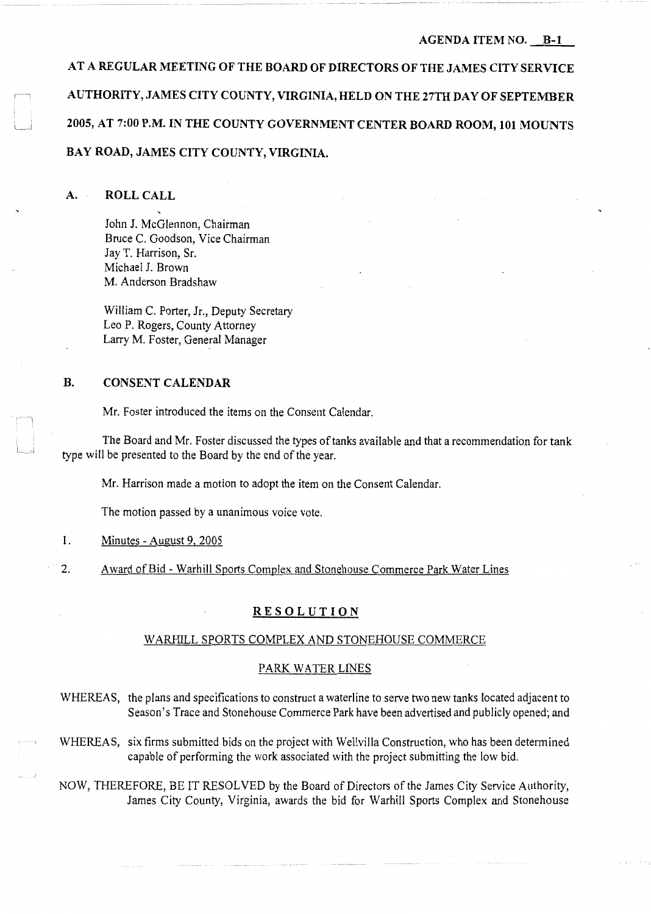AGENDA ITEM NO. B-1

AT A REGULAR MEETING OF THE BOARD OF DIRECTORS OF THE JAMES CITY SERVICE AUTHORITY, JAMES CITY COUNTY, VIRGINIA, HELD ON THE 27TH DAY OF SEPTEMBER 2005, AT 7:00 P.M. IN THE COUNTY GOVERNMENT CENTER BOARD ROOM, 101 MOUNTS BAY ROAD, JAMES CITY COUNTY, VIRGINIA.

## A. ROLL CALL

John J. McGlennon, Chairman
Bruce C. Goodson, Vice Chairman
Jay T. Harrison, Sr.
Michael J. Brown
M. Anderson Bradshaw

William C. Porter, Jr., Deputy Secretary
Leo P. Rogers, County Attorney
Larry M. Foster, General Manager

## B. CONSENT CALENDAR

Mr. Foster introduced the items on the Consent Calendar.

The Board and Mr. Foster discussed the types of tanks available and that a recommendation for tank type will be presented to the Board by the end of the year.

Mr. Harrison made a motion to adopt the item on the Consent Calendar.

The motion passed by a unanimous voice vote.

1. Minutes - August 9, 2005

2. Award of Bid - Warhill Sports Complex and Stonehouse Commerce Park Water Lines

**RESOLUTION**

WARHILL SPORTS COMPLEX AND STONEHOUSE COMMERCE

PARK WATER LINES

WHEREAS, the plans and specifications to construct a waterline to serve two new tanks located adjacent to Season's Trace and Stonehouse Commerce Park have been advertised and publicly opened; and

WHEREAS, six firms submitted bids on the project with Wellvilla Construction, who has been determined capable of performing the work associated with the project submitting the low bid.

NOW, THEREFORE, BE IT RESOLVED by the Board of Directors of the James City Service Authority, James City County, Virginia, awards the bid for Warhill Sports Complex and Stonehouse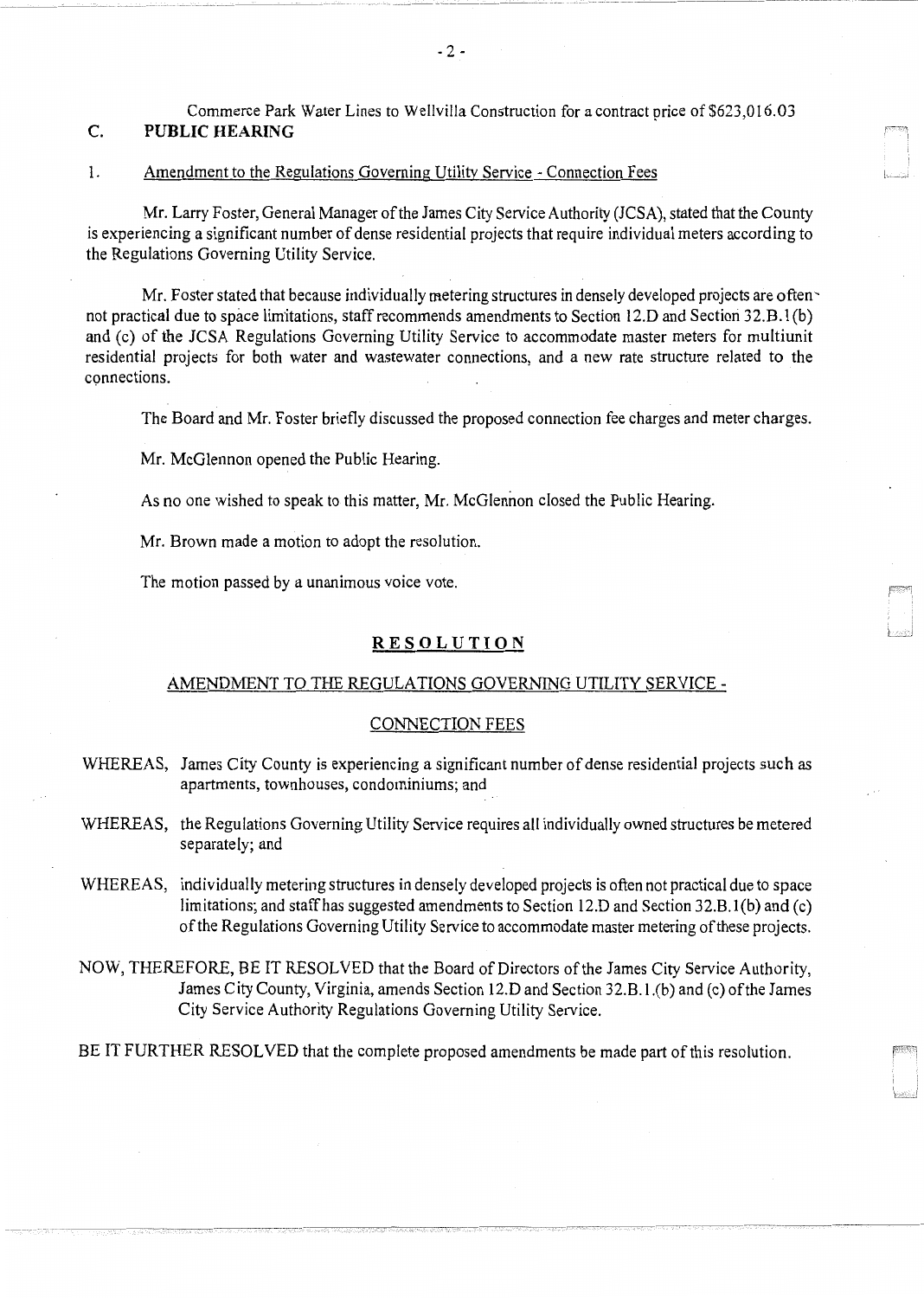Commerce Park Water Lines to Wellvilla Construction for a contract price of $623,016.03

## C. PUBLIC HEARING

1. Amendment to the Regulations Governing Utility Service - Connection Fees

Mr. Larry Foster, General Manager of the James City Service Authority (JCSA), stated that the County is experiencing a significant number of dense residential projects that require individual meters according to the Regulations Governing Utility Service.

Mr. Foster stated that because individually metering structures in densely developed projects are often not practical due to space limitations, staff recommends amendments to Section 12.D and Section 32.B.1(b) and (c) of the JCSA Regulations Governing Utility Service to accommodate master meters for multiunit residential projects for both water and wastewater connections, and a new rate structure related to the connections.

The Board and Mr. Foster briefly discussed the proposed connection fee charges and meter charges.

Mr. McGlennon opened the Public Hearing.

As no one wished to speak to this matter, Mr. McGlennon closed the Public Hearing.

Mr. Brown made a motion to adopt the resolution.

The motion passed by a unanimous voice vote.

### RESOLUTION

AMENDMENT TO THE REGULATIONS GOVERNING UTILITY SERVICE -

CONNECTION FEES

WHEREAS, James City County is experiencing a significant number of dense residential projects such as apartments, townhouses, condominiums; and

WHEREAS, the Regulations Governing Utility Service requires all individually owned structures be metered separately; and

WHEREAS, individually metering structures in densely developed projects is often not practical due to space limitations; and staff has suggested amendments to Section 12.D and Section 32.B.1(b) and (c) of the Regulations Governing Utility Service to accommodate master metering of these projects.

NOW, THEREFORE, BE IT RESOLVED that the Board of Directors of the James City Service Authority, James City County, Virginia, amends Section 12.D and Section 32.B.1.(b) and (c) of the James City Service Authority Regulations Governing Utility Service.

BE IT FURTHER RESOLVED that the complete proposed amendments be made part of this resolution.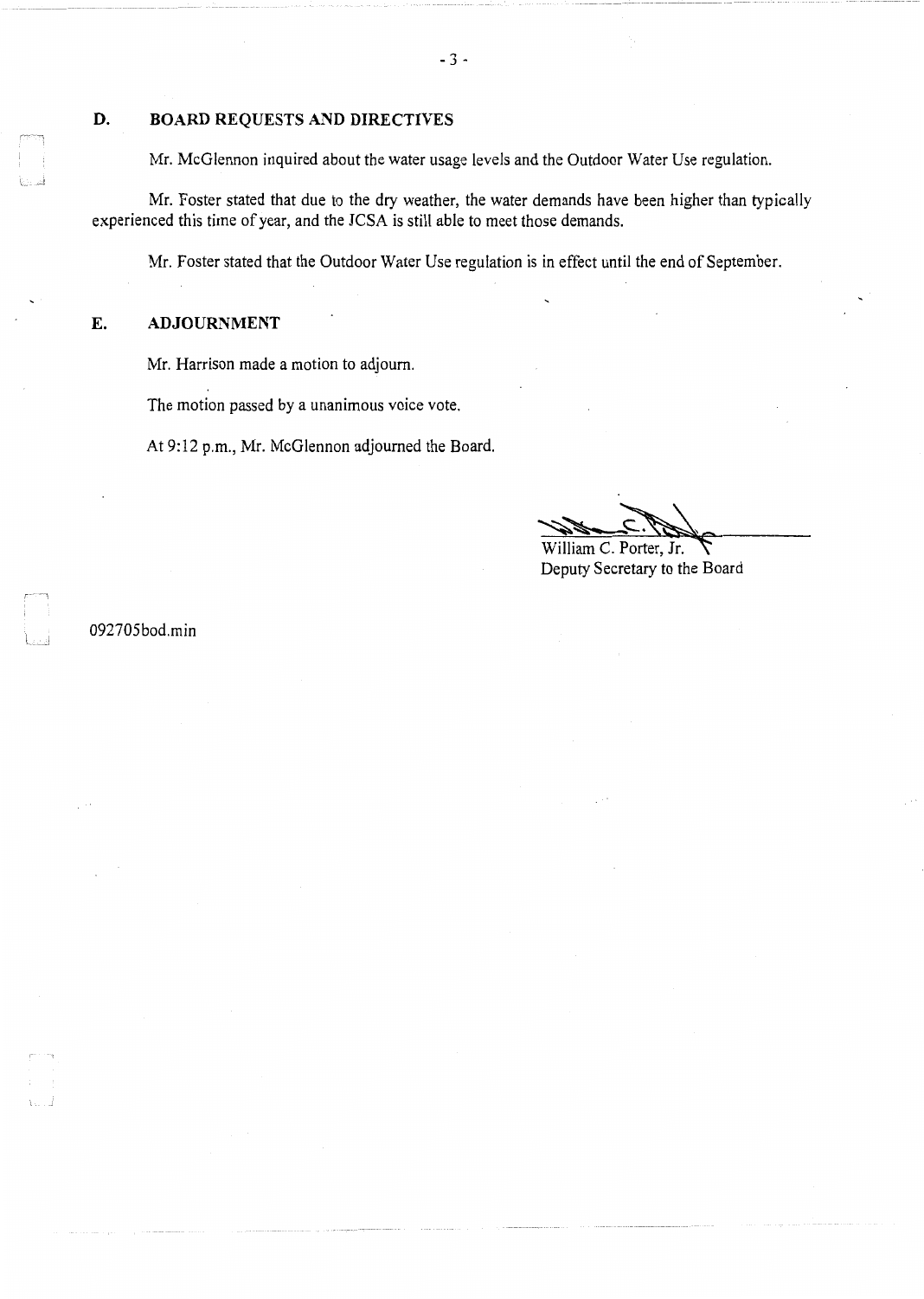## D. BOARD REQUESTS AND DIRECTIVES

Mr. McGlennon inquired about the water usage levels and the Outdoor Water Use regulation.

Mr. Foster stated that due to the dry weather, the water demands have been higher than typically experienced this time of year, and the JCSA is still able to meet those demands.

Mr. Foster stated that the Outdoor Water Use regulation is in effect until the end of September.

## E. ADJOURNMENT

Mr. Harrison made a motion to adjourn.

The motion passed by a unanimous voice vote.

At 9:12 p.m., Mr. McGlennon adjourned the Board.

William C. Porter, Jr.
Deputy Secretary to the Board

092705bod.min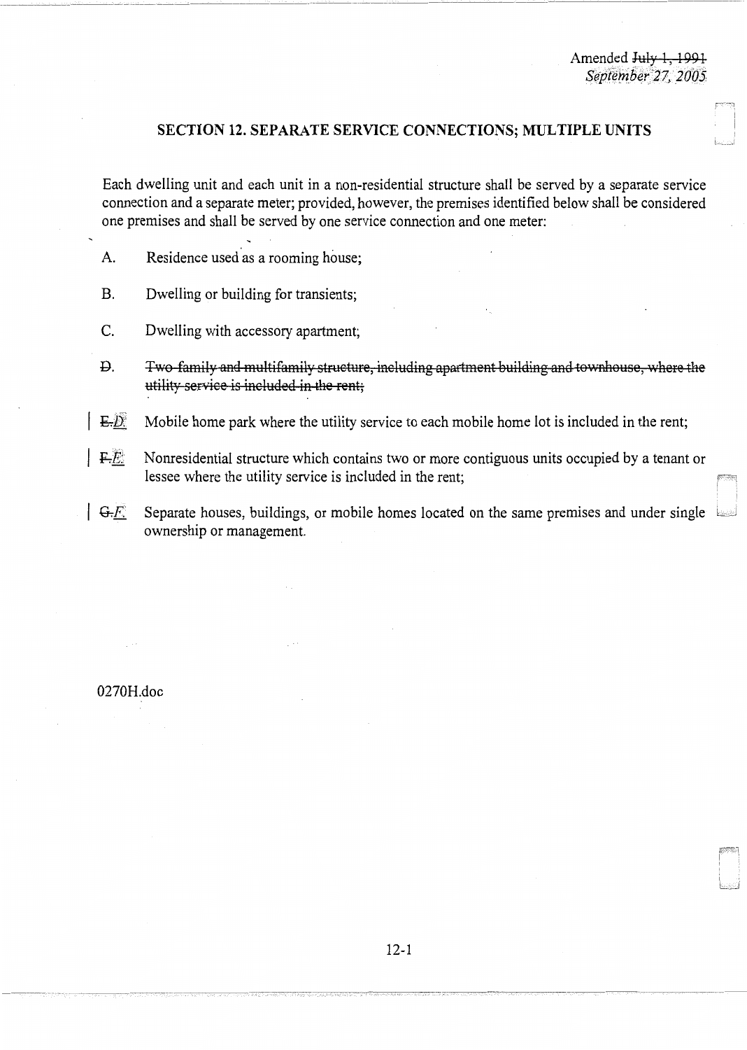Amended ~~July 1, 1991~~ *September 27, 2005*

## SECTION 12. SEPARATE SERVICE CONNECTIONS; MULTIPLE UNITS

Each dwelling unit and each unit in a non-residential structure shall be served by a separate service connection and a separate meter; provided, however, the premises identified below shall be considered one premises and shall be served by one service connection and one meter:

A. Residence used as a rooming house;

B. Dwelling or building for transients;

C. Dwelling with accessory apartment;

~~D. Two-family and multifamily structure, including apartment building and townhouse, where the utility service is included in the rent;~~

~~E.~~ *D.* Mobile home park where the utility service to each mobile home lot is included in the rent;

~~F.~~ *E.* Nonresidential structure which contains two or more contiguous units occupied by a tenant or lessee where the utility service is included in the rent;

~~G.~~ *F.* Separate houses, buildings, or mobile homes located on the same premises and under single ownership or management.

0270H.doc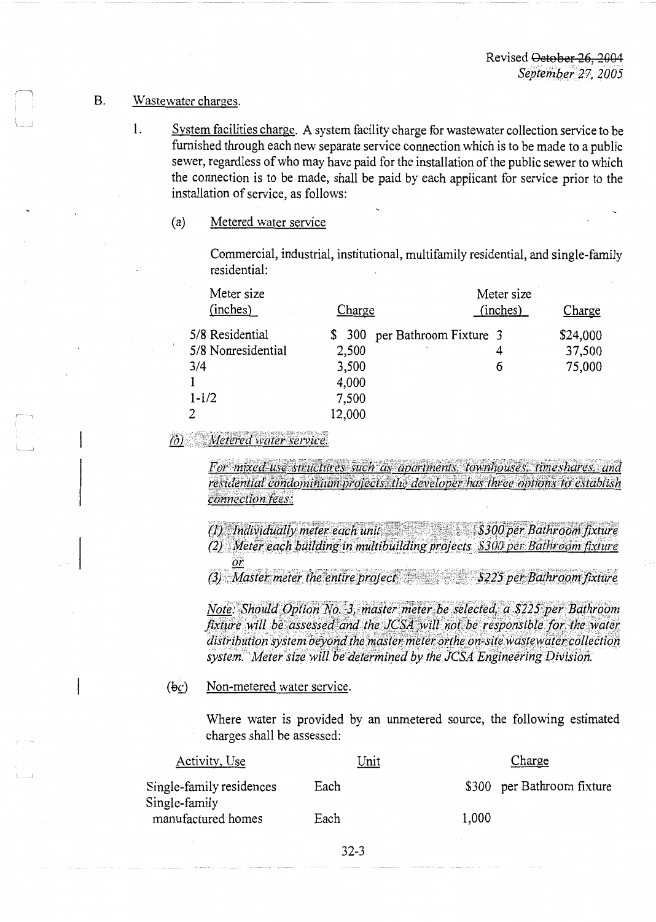Revised ~~October 26, 2004~~ *September 27, 2005*

B. Wastewater charges.

1. System facilities charge. A system facility charge for wastewater collection service to be furnished through each new separate service connection which is to be made to a public sewer, regardless of who may have paid for the installation of the public sewer to which the connection is to be made, shall be paid by each applicant for service prior to the installation of service, as follows:

(a) Metered water service

Commercial, industrial, institutional, multifamily residential, and single-family residential:

| Meter size (inches) | Charge | Meter size (inches) | Charge |
|---|---|---|---|
| 5/8 Residential | $ 300 per Bathroom Fixture | 3 | $24,000 |
| 5/8 Nonresidential | 2,500 | 4 | 37,500 |
| 3/4 | 3,500 | 6 | 75,000 |
| 1 | 4,000 | | |
| 1-1/2 | 7,500 | | |
| 2 | 12,000 | | |

*(b) Metered water service.*

*For mixed-use structures such as apartments, townhouses, timeshares, and residential condominium projects, the developer has three options to establish connection fees:*

*(1) Individually meter each unit* — *$300 per Bathroom fixture*
*(2) Meter each building in multibuilding projects* — *$300 per Bathroom fixture or*
*(3) Master meter the entire project* — *$225 per Bathroom fixture*

*Note: Should Option No. 3, master meter be selected, a $225 per Bathroom fixture will be assessed and the JCSA will not be responsible for the water distribution system beyond the master meter or the on-site wastewater collection system. Meter size will be determined by the JCSA Engineering Division.*

(~~b~~*c*) Non-metered water service.

Where water is provided by an unmetered source, the following estimated charges shall be assessed:

| Activity, Use | Unit | Charge |
|---|---|---|
| Single-family residences | Each | $300 per Bathroom fixture |
| Single-family manufactured homes | Each | 1,000 |